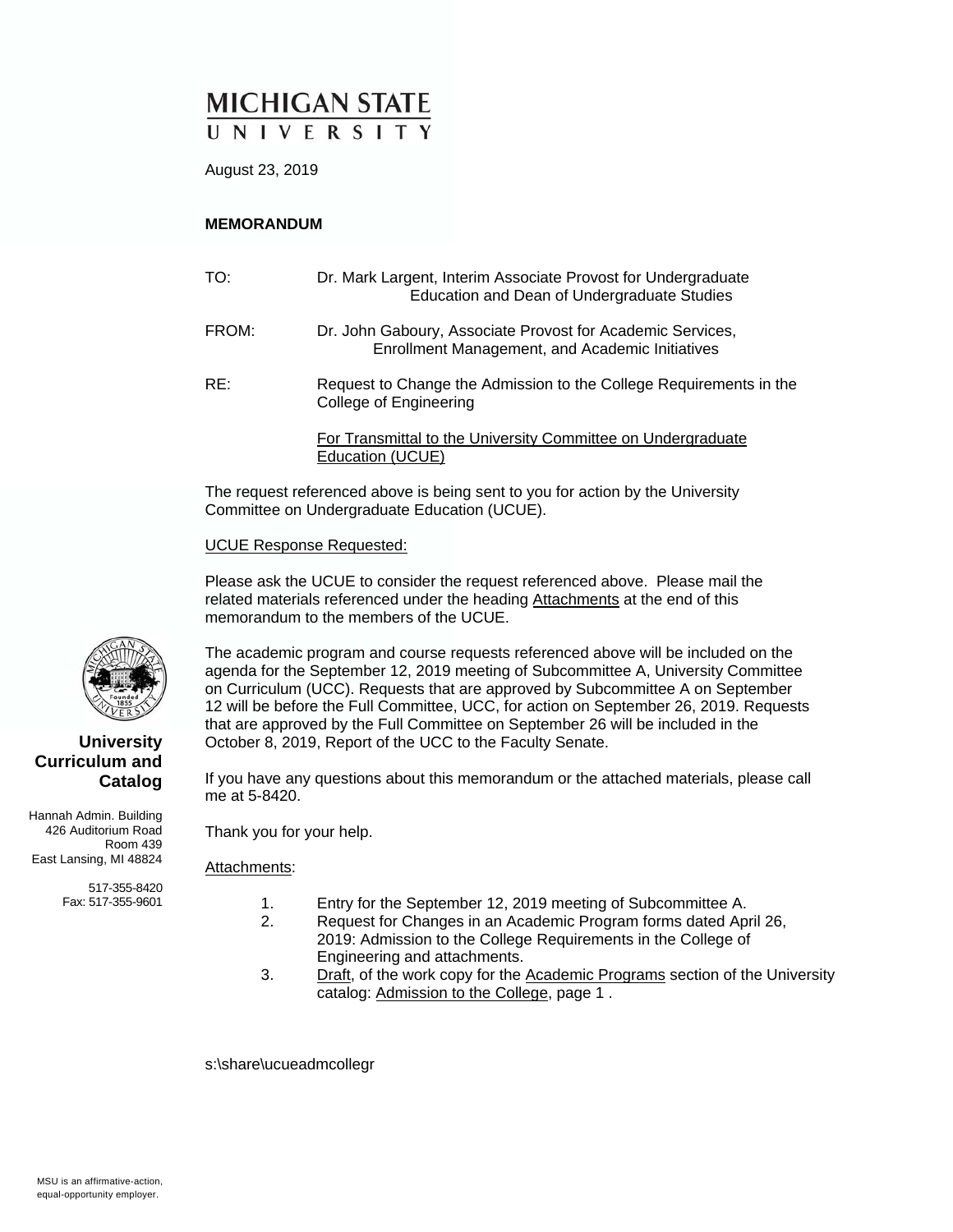# MICHIGAN STATE UNIVERSITY

August 23, 2019

**MEMORANDUM**

TO: Dr. Mark Largent, Interim Associate Provost for Undergraduate Education and Dean of Undergraduate Studies

FROM: Dr. John Gaboury, Associate Provost for Academic Services, Enrollment Management, and Academic Initiatives

RE: Request to Change the Admission to the College Requirements in the College of Engineering

For Transmittal to the University Committee on Undergraduate Education (UCUE)

The request referenced above is being sent to you for action by the University Committee on Undergraduate Education (UCUE).

UCUE Response Requested:

Please ask the UCUE to consider the request referenced above. Please mail the related materials referenced under the heading Attachments at the end of this memorandum to the members of the UCUE.

The academic program and course requests referenced above will be included on the agenda for the September 12, 2019 meeting of Subcommittee A, University Committee on Curriculum (UCC). Requests that are approved by Subcommittee A on September 12 will be before the Full Committee, UCC, for action on September 26, 2019. Requests that are approved by the Full Committee on September 26 will be included in the October 8, 2019, Report of the UCC to the Faculty Senate.

If you have any questions about this memorandum or the attached materials, please call me at 5-8420.

Thank you for your help.

Attachments:

1. Entry for the September 12, 2019 meeting of Subcommittee A.
2. Request for Changes in an Academic Program forms dated April 26, 2019: Admission to the College Requirements in the College of Engineering and attachments.
3. Draft, of the work copy for the Academic Programs section of the University catalog: Admission to the College, page 1 .

s:\share\ucueadmcollegr

**University Curriculum and Catalog**

Hannah Admin. Building
426 Auditorium Road
Room 439
East Lansing, MI 48824

517-355-8420
Fax: 517-355-9601

MSU is an affirmative-action, equal-opportunity employer.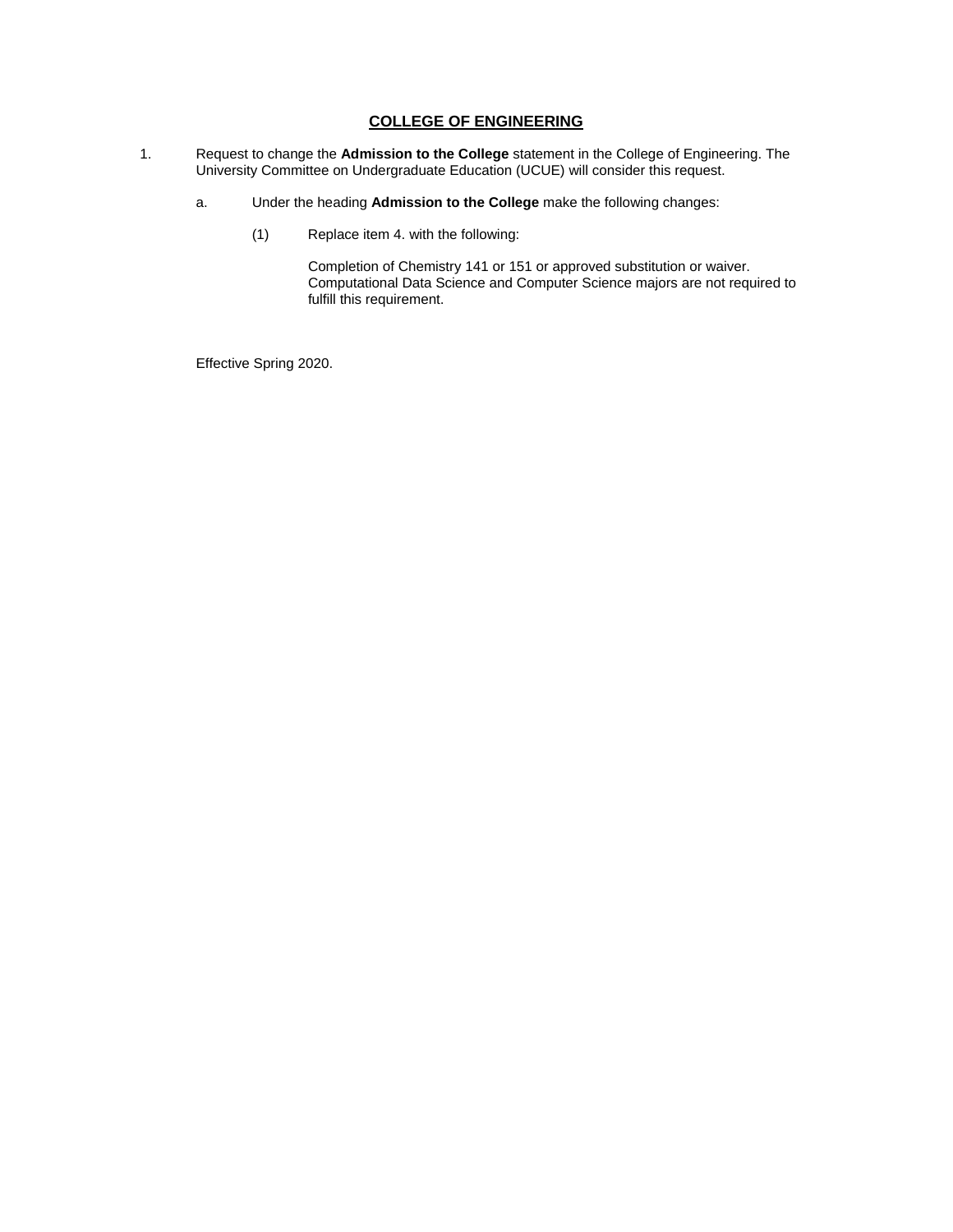## COLLEGE OF ENGINEERING

1. Request to change the **Admission to the College** statement in the College of Engineering. The University Committee on Undergraduate Education (UCUE) will consider this request.

   a. Under the heading **Admission to the College** make the following changes:

      (1) Replace item 4. with the following:

         Completion of Chemistry 141 or 151 or approved substitution or waiver. Computational Data Science and Computer Science majors are not required to fulfill this requirement.

   Effective Spring 2020.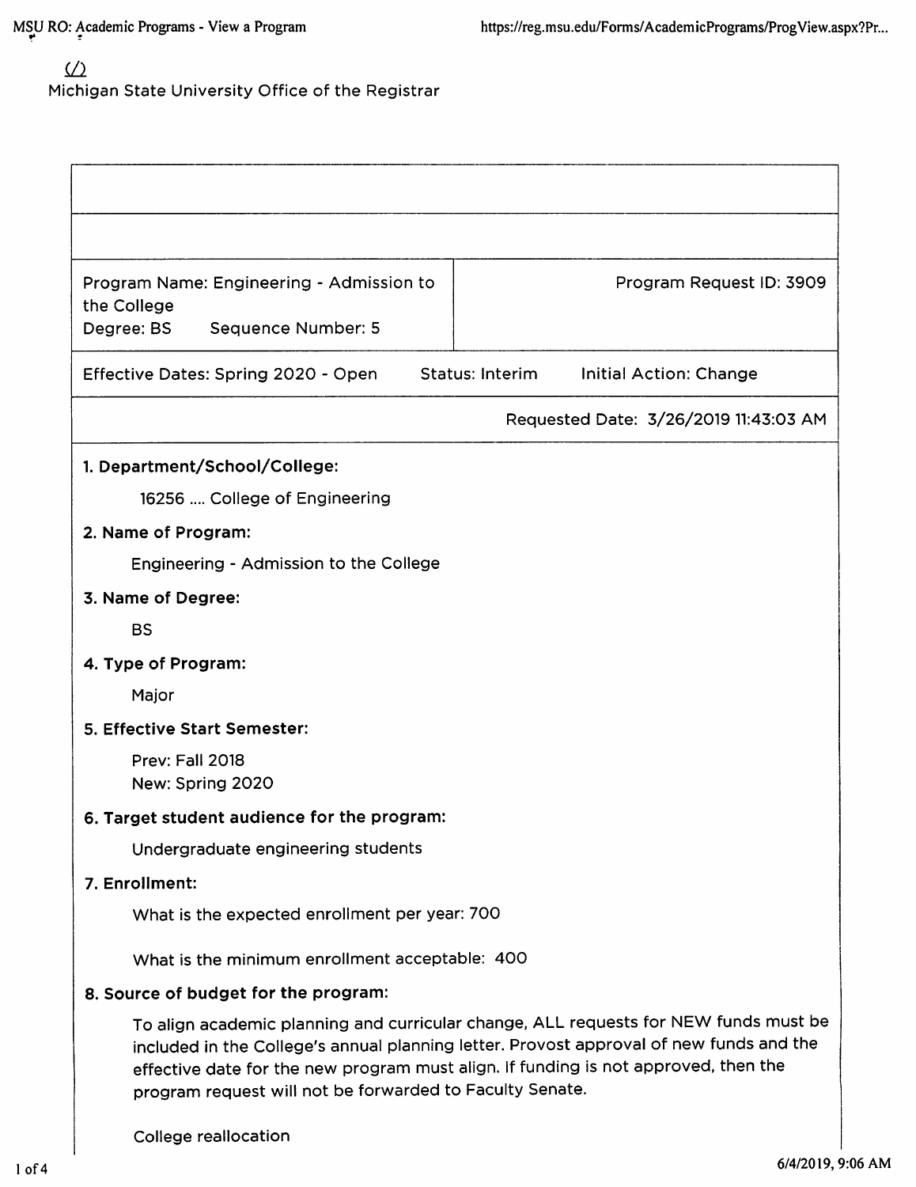Michigan State University Office of the Registrar

| Program Name: Engineering - Admission to the College<br>Degree: BS Sequence Number: 5 | Program Request ID: 3909 |
|---|---|
| Effective Dates: Spring 2020 - Open Status: Interim Initial Action: Change | |
| | Requested Date: 3/26/2019 11:43:03 AM |

**1. Department/School/College:**

16256 .... College of Engineering

**2. Name of Program:**

Engineering - Admission to the College

**3. Name of Degree:**

BS

**4. Type of Program:**

Major

**5. Effective Start Semester:**

Prev: Fall 2018
New: Spring 2020

**6. Target student audience for the program:**

Undergraduate engineering students

**7. Enrollment:**

What is the expected enrollment per year: 700

What is the minimum enrollment acceptable: 400

**8. Source of budget for the program:**

To align academic planning and curricular change, ALL requests for NEW funds must be included in the College's annual planning letter. Provost approval of new funds and the effective date for the new program must align. If funding is not approved, then the program request will not be forwarded to Faculty Senate.

College reallocation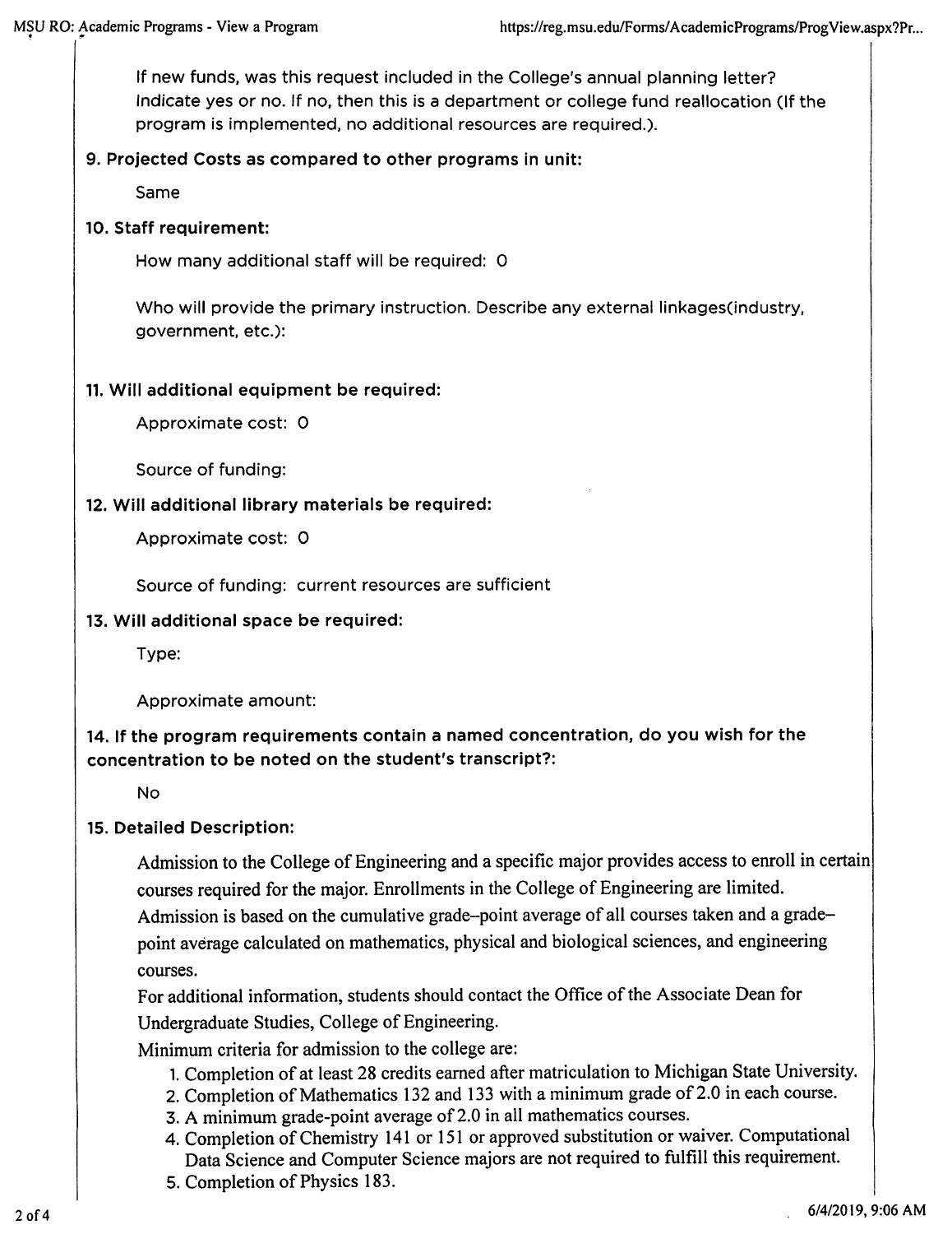If new funds, was this request included in the College's annual planning letter? Indicate yes or no. If no, then this is a department or college fund reallocation (If the program is implemented, no additional resources are required.).

**9. Projected Costs as compared to other programs in unit:**

Same

**10. Staff requirement:**

How many additional staff will be required: 0

Who will provide the primary instruction. Describe any external linkages(industry, government, etc.):

**11. Will additional equipment be required:**

Approximate cost: 0

Source of funding:

**12. Will additional library materials be required:**

Approximate cost: 0

Source of funding: current resources are sufficient

**13. Will additional space be required:**

Type:

Approximate amount:

**14. If the program requirements contain a named concentration, do you wish for the concentration to be noted on the student's transcript?:**

No

**15. Detailed Description:**

Admission to the College of Engineering and a specific major provides access to enroll in certain courses required for the major. Enrollments in the College of Engineering are limited. Admission is based on the cumulative grade–point average of all courses taken and a grade–point average calculated on mathematics, physical and biological sciences, and engineering courses.

For additional information, students should contact the Office of the Associate Dean for Undergraduate Studies, College of Engineering.

Minimum criteria for admission to the college are:

1. Completion of at least 28 credits earned after matriculation to Michigan State University.
2. Completion of Mathematics 132 and 133 with a minimum grade of 2.0 in each course.
3. A minimum grade-point average of 2.0 in all mathematics courses.
4. Completion of Chemistry 141 or 151 or approved substitution or waiver. Computational Data Science and Computer Science majors are not required to fulfill this requirement.
5. Completion of Physics 183.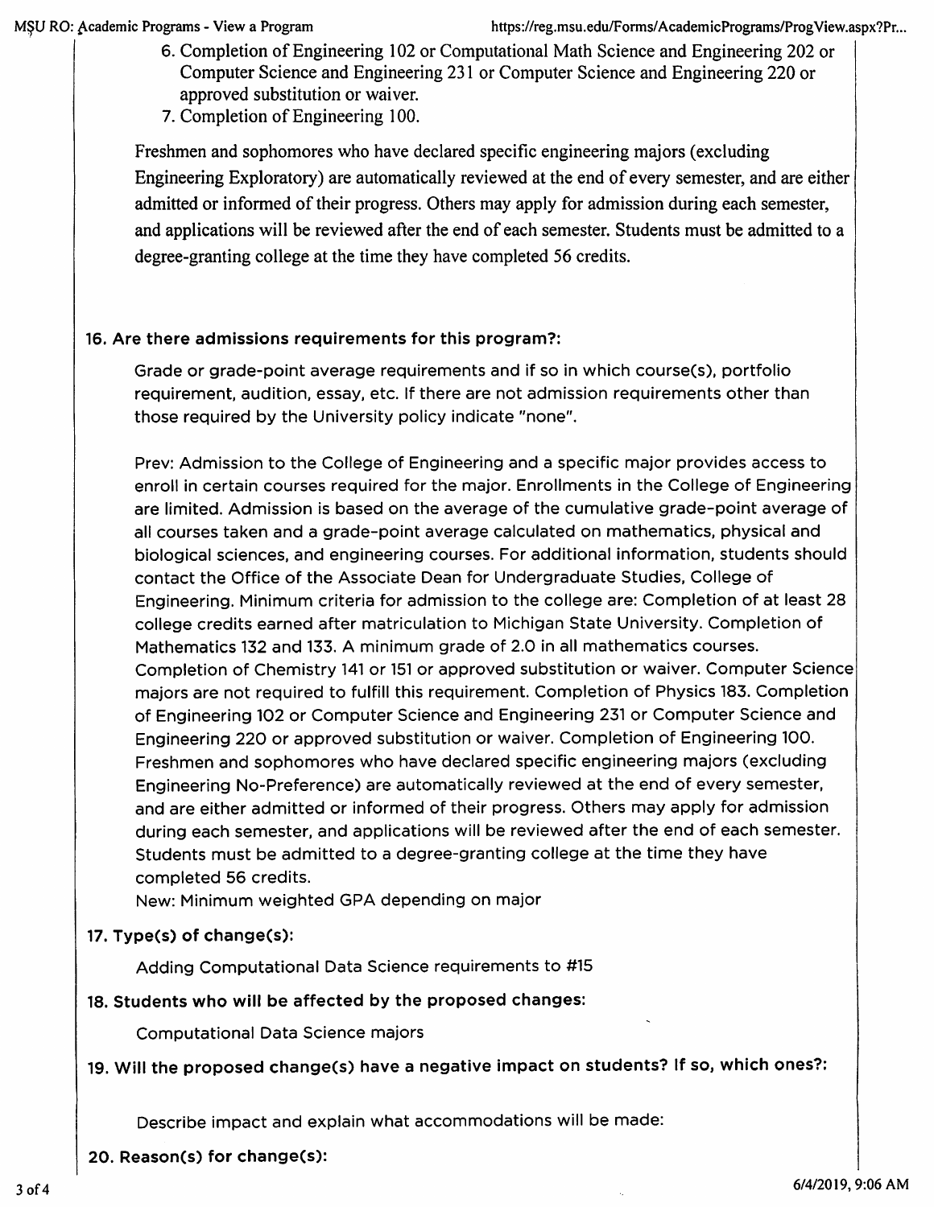6. Completion of Engineering 102 or Computational Math Science and Engineering 202 or Computer Science and Engineering 231 or Computer Science and Engineering 220 or approved substitution or waiver.
7. Completion of Engineering 100.

Freshmen and sophomores who have declared specific engineering majors (excluding Engineering Exploratory) are automatically reviewed at the end of every semester, and are either admitted or informed of their progress. Others may apply for admission during each semester, and applications will be reviewed after the end of each semester. Students must be admitted to a degree-granting college at the time they have completed 56 credits.

### 16. Are there admissions requirements for this program?:

Grade or grade-point average requirements and if so in which course(s), portfolio requirement, audition, essay, etc. If there are not admission requirements other than those required by the University policy indicate "none".

Prev: Admission to the College of Engineering and a specific major provides access to enroll in certain courses required for the major. Enrollments in the College of Engineering are limited. Admission is based on the average of the cumulative grade-point average of all courses taken and a grade-point average calculated on mathematics, physical and biological sciences, and engineering courses. For additional information, students should contact the Office of the Associate Dean for Undergraduate Studies, College of Engineering. Minimum criteria for admission to the college are: Completion of at least 28 college credits earned after matriculation to Michigan State University. Completion of Mathematics 132 and 133. A minimum grade of 2.0 in all mathematics courses. Completion of Chemistry 141 or 151 or approved substitution or waiver. Computer Science majors are not required to fulfill this requirement. Completion of Physics 183. Completion of Engineering 102 or Computer Science and Engineering 231 or Computer Science and Engineering 220 or approved substitution or waiver. Completion of Engineering 100. Freshmen and sophomores who have declared specific engineering majors (excluding Engineering No-Preference) are automatically reviewed at the end of every semester, and are either admitted or informed of their progress. Others may apply for admission during each semester, and applications will be reviewed after the end of each semester. Students must be admitted to a degree-granting college at the time they have completed 56 credits.
New: Minimum weighted GPA depending on major

### 17. Type(s) of change(s):

Adding Computational Data Science requirements to #15

### 18. Students who will be affected by the proposed changes:

Computational Data Science majors

### 19. Will the proposed change(s) have a negative impact on students? If so, which ones?:

Describe impact and explain what accommodations will be made:

### 20. Reason(s) for change(s):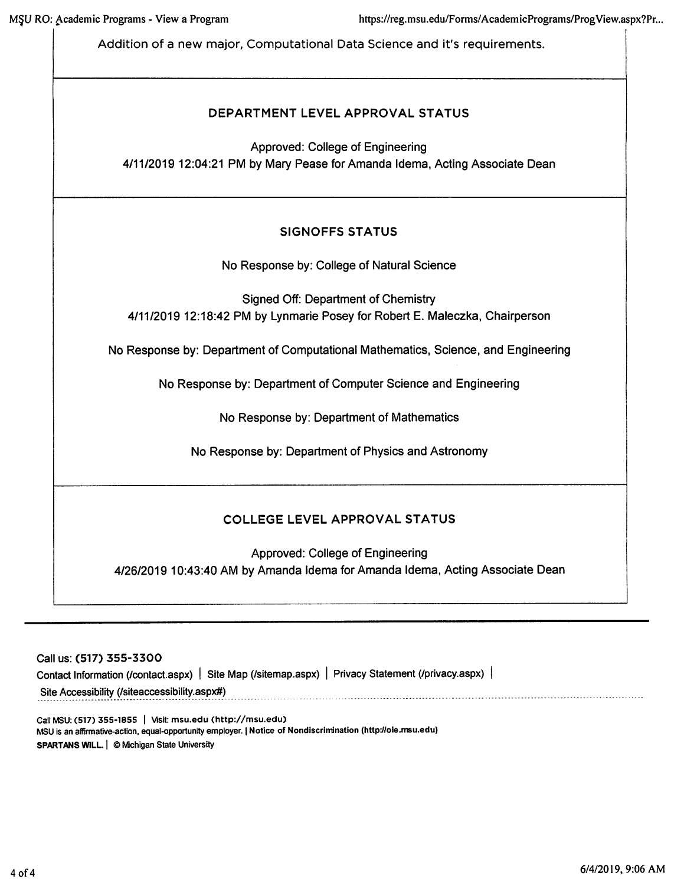Addition of a new major, Computational Data Science and it's requirements.

### DEPARTMENT LEVEL APPROVAL STATUS

Approved: College of Engineering
4/11/2019 12:04:21 PM by Mary Pease for Amanda Idema, Acting Associate Dean

### SIGNOFFS STATUS

No Response by: College of Natural Science

Signed Off: Department of Chemistry
4/11/2019 12:18:42 PM by Lynmarie Posey for Robert E. Maleczka, Chairperson

No Response by: Department of Computational Mathematics, Science, and Engineering

No Response by: Department of Computer Science and Engineering

No Response by: Department of Mathematics

No Response by: Department of Physics and Astronomy

### COLLEGE LEVEL APPROVAL STATUS

Approved: College of Engineering
4/26/2019 10:43:40 AM by Amanda Idema for Amanda Idema, Acting Associate Dean

---

Call us: **(517) 355-3300**

Contact Information (/contact.aspx) | Site Map (/sitemap.aspx) | Privacy Statement (/privacy.aspx) |
Site Accessibility (/siteaccessibility.aspx#)

Call MSU: **(517) 355-1855** | Visit: **msu.edu (http://msu.edu)**
MSU is an affirmative-action, equal-opportunity employer. | **Notice of Nondiscrimination (http://oie.msu.edu)**
**SPARTANS WILL.** | © Michigan State University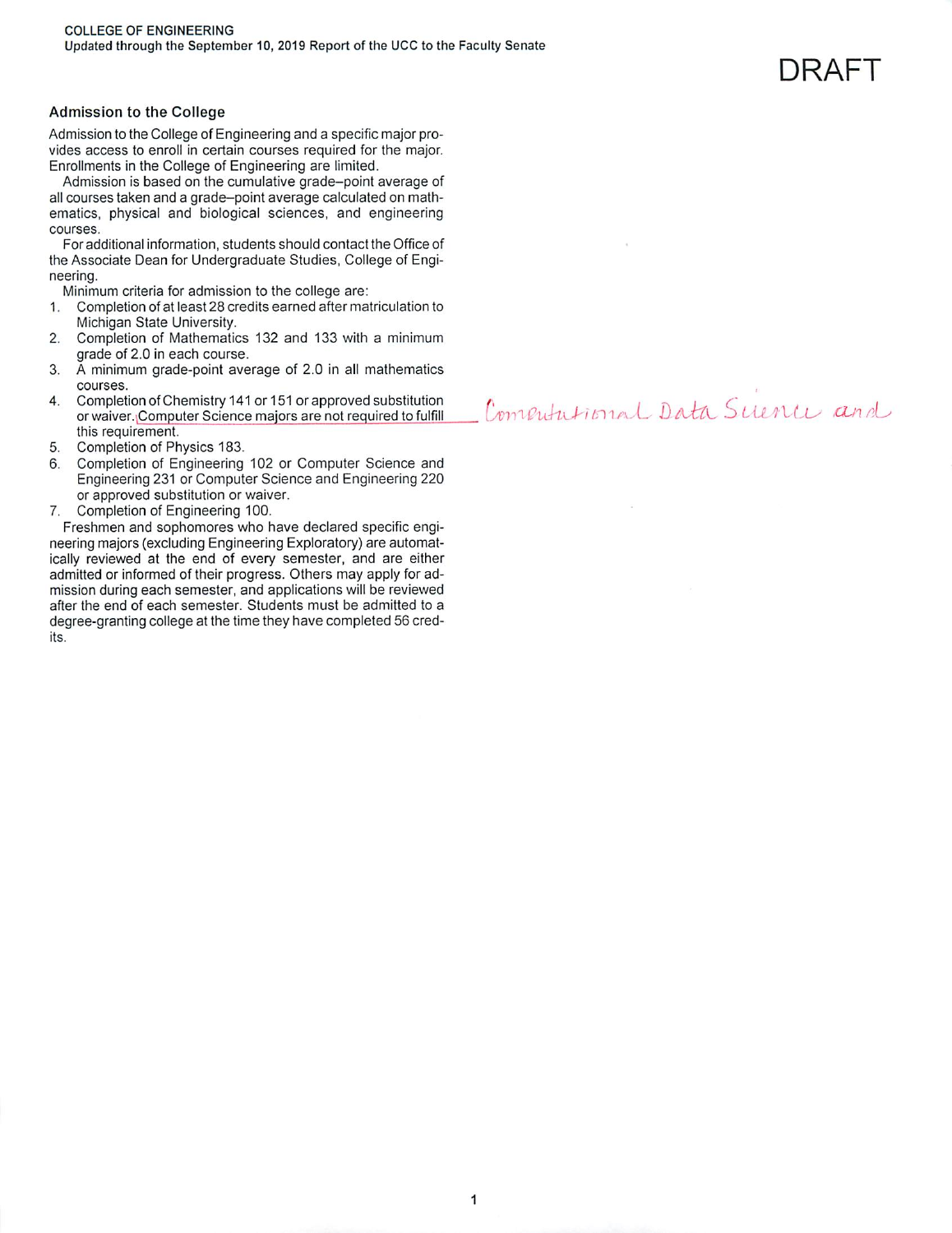# DRAFT

## Admission to the College

Admission to the College of Engineering and a specific major provides access to enroll in certain courses required for the major. Enrollments in the College of Engineering are limited.

Admission is based on the cumulative grade–point average of all courses taken and a grade–point average calculated on mathematics, physical and biological sciences, and engineering courses.

For additional information, students should contact the Office of the Associate Dean for Undergraduate Studies, College of Engineering.

Minimum criteria for admission to the college are:

1. Completion of at least 28 credits earned after matriculation to Michigan State University.
2. Completion of Mathematics 132 and 133 with a minimum grade of 2.0 in each course.
3. A minimum grade-point average of 2.0 in all mathematics courses.
4. Completion of Chemistry 141 or 151 or approved substitution or waiver. Computer Science majors are not required to fulfill this requirement. *Computational Data Science and*
5. Completion of Physics 183.
6. Completion of Engineering 102 or Computer Science and Engineering 231 or Computer Science and Engineering 220 or approved substitution or waiver.
7. Completion of Engineering 100.

Freshmen and sophomores who have declared specific engineering majors (excluding Engineering Exploratory) are automatically reviewed at the end of every semester, and are either admitted or informed of their progress. Others may apply for admission during each semester, and applications will be reviewed after the end of each semester. Students must be admitted to a degree-granting college at the time they have completed 56 credits.